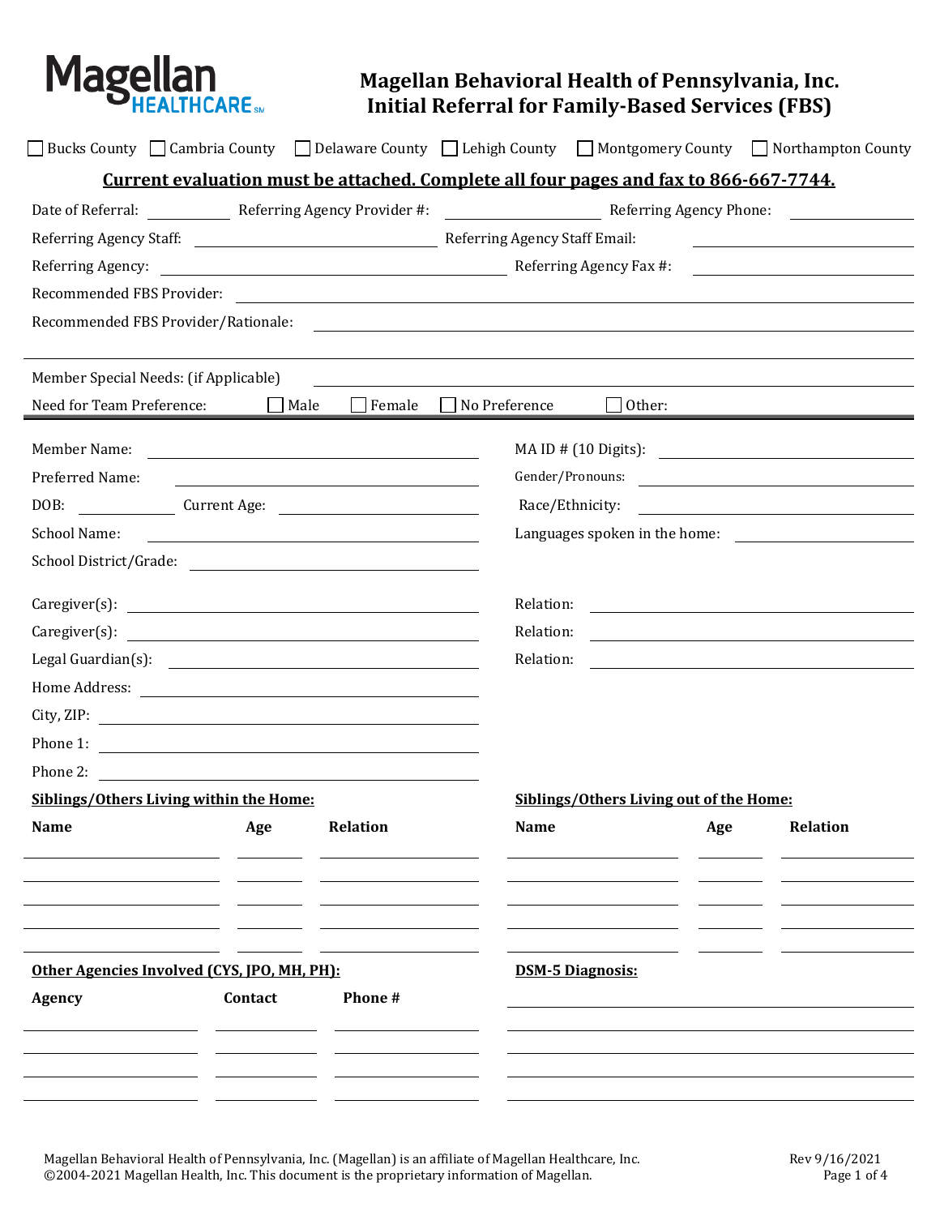# Magellan Behavioral Health of Pennsylvania, Inc.
# Initial Referral for Family-Based Services (FBS)

☐ Bucks County ☐ Cambria County ☐ Delaware County ☐ Lehigh County ☐ Montgomery County ☐ Northampton County

**Current evaluation must be attached. Complete all four pages and fax to 866-667-7744.**

Date of Referral: ________ Referring Agency Provider #: ________________ Referring Agency Phone: ____________

Referring Agency Staff: ________________________ Referring Agency Staff Email: ________________

Referring Agency: ________________________________ Referring Agency Fax #: ________________

Recommended FBS Provider: ________________________________________________

Recommended FBS Provider/Rationale: ________________________________________

___________________________________________________________________

Member Special Needs: (if Applicable) ________________________________________

Need for Team Preference: ☐ Male ☐ Female ☐ No Preference ☐ Other:

---

Member Name: ____________________________ MA ID # (10 Digits): ________________

Preferred Name: __________________________ Gender/Pronouns: ________________

DOB: ________ Current Age: ______________ Race/Ethnicity: ________________

School Name: ____________________________ Languages spoken in the home: ____________

School District/Grade: ______________________

Caregiver(s): ____________________________ Relation: ________________

Caregiver(s): ____________________________ Relation: ________________

Legal Guardian(s): ________________________ Relation: ________________

Home Address: ____________________________

City, ZIP: ________________________________

Phone 1: ________________________________

Phone 2: ________________________________

**Siblings/Others Living within the Home:**

| Name | Age | Relation |
|---|---|---|
| | | |
| | | |
| | | |
| | | |
| | | |

**Siblings/Others Living out of the Home:**

| Name | Age | Relation |
|---|---|---|
| | | |
| | | |
| | | |
| | | |
| | | |

**Other Agencies Involved (CYS, JPO, MH, PH):**

| Agency | Contact | Phone # |
|---|---|---|
| | | |
| | | |
| | | |
| | | |

**DSM-5 Diagnosis:**

___________________________________________________________________

___________________________________________________________________

___________________________________________________________________

___________________________________________________________________

___________________________________________________________________

Magellan Behavioral Health of Pennsylvania, Inc. (Magellan) is an affiliate of Magellan Healthcare, Inc.
©2004-2021 Magellan Health, Inc. This document is the proprietary information of Magellan.

Rev 9/16/2021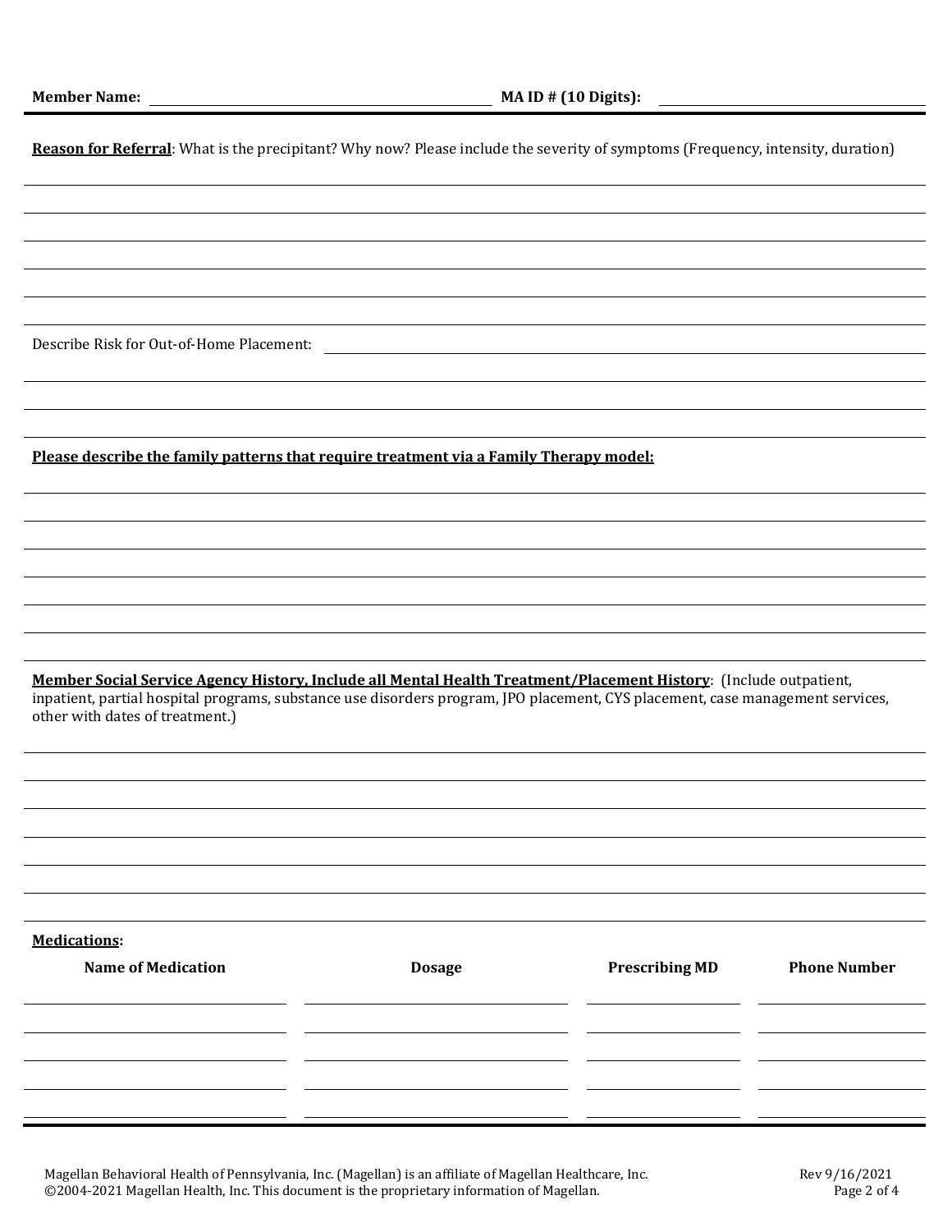**Member Name:** ______________________________ **MA ID # (10 Digits):** ______________________

**Reason for Referral**: What is the precipitant? Why now? Please include the severity of symptoms (Frequency, intensity, duration)

Describe Risk for Out-of-Home Placement:

**Please describe the family patterns that require treatment via a Family Therapy model:**

**Member Social Service Agency History, Include all Mental Health Treatment/Placement History**: (Include outpatient, inpatient, partial hospital programs, substance use disorders program, JPO placement, CYS placement, case management services, other with dates of treatment.)

**Medications:**

| Name of Medication | Dosage | Prescribing MD | Phone Number |
|---|---|---|---|
| | | | |
| | | | |
| | | | |
| | | | |
| | | | |

Magellan Behavioral Health of Pennsylvania, Inc. (Magellan) is an affiliate of Magellan Healthcare, Inc.
©2004-2021 Magellan Health, Inc. This document is the proprietary information of Magellan.

Rev 9/16/2021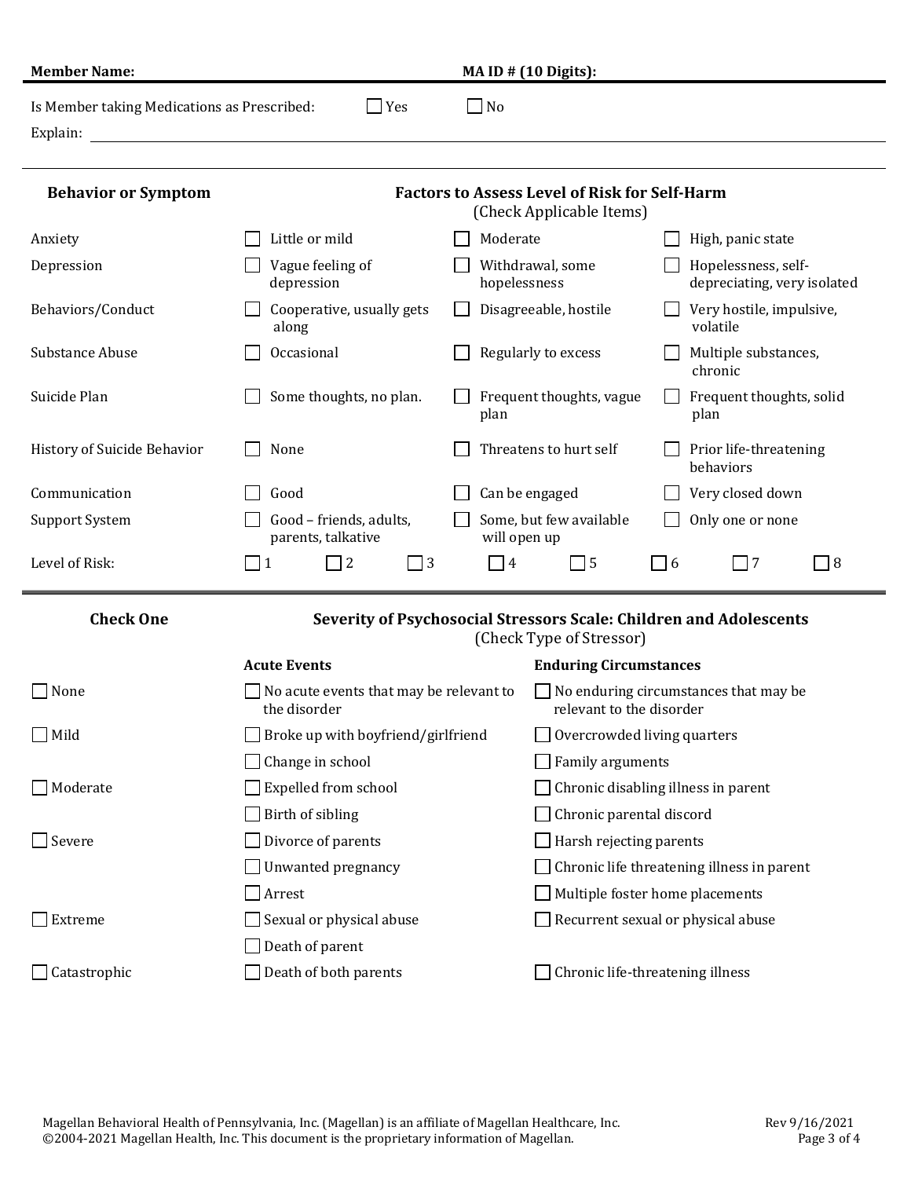**Member Name:** **MA ID # (10 Digits):**

Is Member taking Medications as Prescribed: ☐ Yes ☐ No

Explain:

| Behavior or Symptom | Factors to Assess Level of Risk for Self-Harm (Check Applicable Items) | | |
|---|---|---|---|
| Anxiety | ☐ Little or mild | ☐ Moderate | ☐ High, panic state |
| Depression | ☐ Vague feeling of depression | ☐ Withdrawal, some hopelessness | ☐ Hopelessness, self-depreciating, very isolated |
| Behaviors/Conduct | ☐ Cooperative, usually gets along | ☐ Disagreeable, hostile | ☐ Very hostile, impulsive, volatile |
| Substance Abuse | ☐ Occasional | ☐ Regularly to excess | ☐ Multiple substances, chronic |
| Suicide Plan | ☐ Some thoughts, no plan. | ☐ Frequent thoughts, vague plan | ☐ Frequent thoughts, solid plan |
| History of Suicide Behavior | ☐ None | ☐ Threatens to hurt self | ☐ Prior life-threatening behaviors |
| Communication | ☐ Good | ☐ Can be engaged | ☐ Very closed down |
| Support System | ☐ Good – friends, adults, parents, talkative | ☐ Some, but few available will open up | ☐ Only one or none |

Level of Risk: ☐ 1 ☐ 2 ☐ 3 ☐ 4 ☐ 5 ☐ 6 ☐ 7 ☐ 8

| Check One | Severity of Psychosocial Stressors Scale: Children and Adolescents (Check Type of Stressor) | |
|---|---|---|
| | **Acute Events** | **Enduring Circumstances** |
| ☐ None | ☐ No acute events that may be relevant to the disorder | ☐ No enduring circumstances that may be relevant to the disorder |
| ☐ Mild | ☐ Broke up with boyfriend/girlfriend | ☐ Overcrowded living quarters |
| | ☐ Change in school | ☐ Family arguments |
| ☐ Moderate | ☐ Expelled from school | ☐ Chronic disabling illness in parent |
| | ☐ Birth of sibling | ☐ Chronic parental discord |
| ☐ Severe | ☐ Divorce of parents | ☐ Harsh rejecting parents |
| | ☐ Unwanted pregnancy | ☐ Chronic life threatening illness in parent |
| | ☐ Arrest | ☐ Multiple foster home placements |
| ☐ Extreme | ☐ Sexual or physical abuse | ☐ Recurrent sexual or physical abuse |
| | ☐ Death of parent | |
| ☐ Catastrophic | ☐ Death of both parents | ☐ Chronic life-threatening illness |

Magellan Behavioral Health of Pennsylvania, Inc. (Magellan) is an affiliate of Magellan Healthcare, Inc.
©2004-2021 Magellan Health, Inc. This document is the proprietary information of Magellan.

Rev 9/16/2021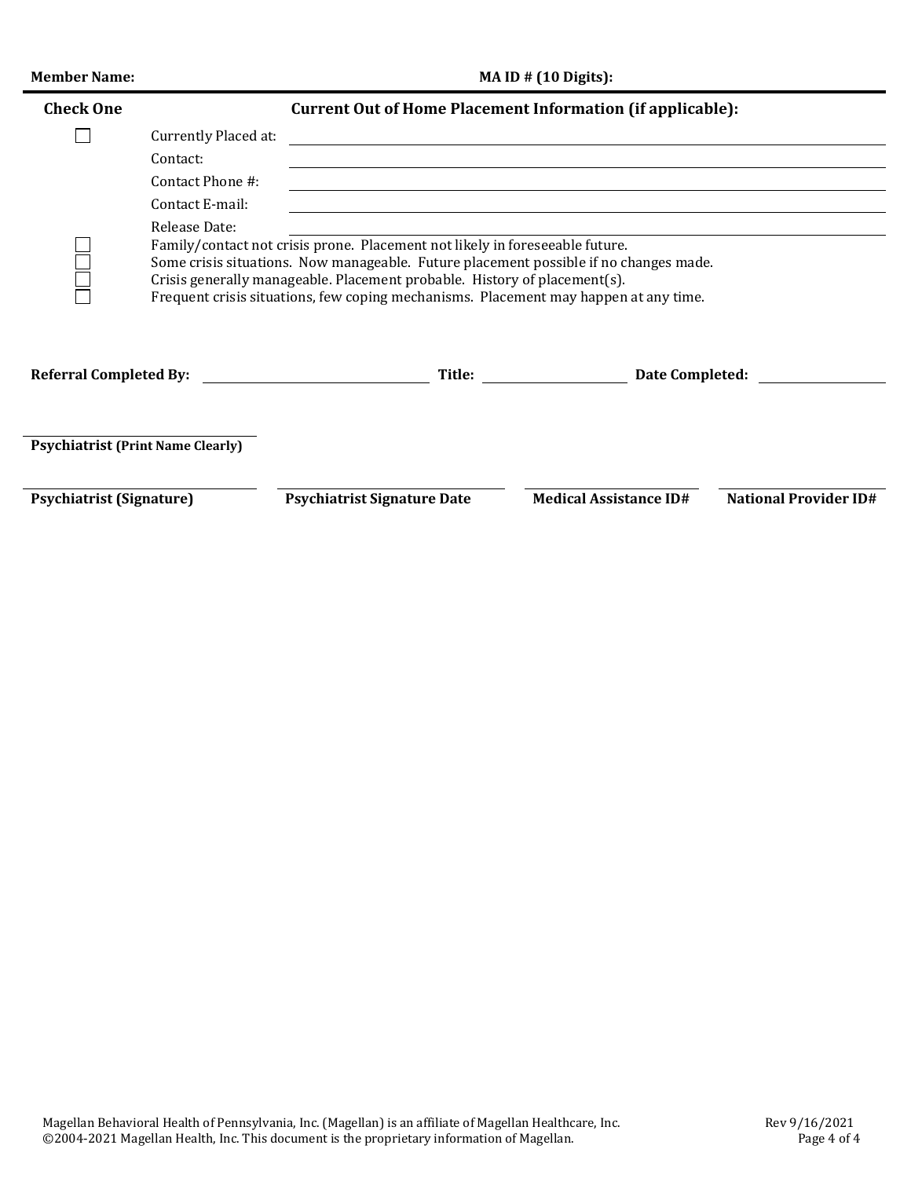**Member Name:** **MA ID # (10 Digits):**

**Check One** **Current Out of Home Placement Information (if applicable):**

☐ Currently Placed at: ______________________

Contact: ______________________

Contact Phone #: ______________________

Contact E-mail: ______________________

Release Date: ______________________

☐ Family/contact not crisis prone. Placement not likely in foreseeable future.

☐ Some crisis situations. Now manageable. Future placement possible if no changes made.

☐ Crisis generally manageable. Placement probable. History of placement(s).

☐ Frequent crisis situations, few coping mechanisms. Placement may happen at any time.

**Referral Completed By:** ______________________ **Title:** ______________________ **Date Completed:** ______________________

______________________
**Psychiatrist (Print Name Clearly)**

| ______________________ | ______________________ | ______________________ | ______________________ |
|---|---|---|---|
| **Psychiatrist (Signature)** | **Psychiatrist Signature Date** | **Medical Assistance ID#** | **National Provider ID#** |

Magellan Behavioral Health of Pennsylvania, Inc. (Magellan) is an affiliate of Magellan Healthcare, Inc.
©2004-2021 Magellan Health, Inc. This document is the proprietary information of Magellan.

Rev 9/16/2021